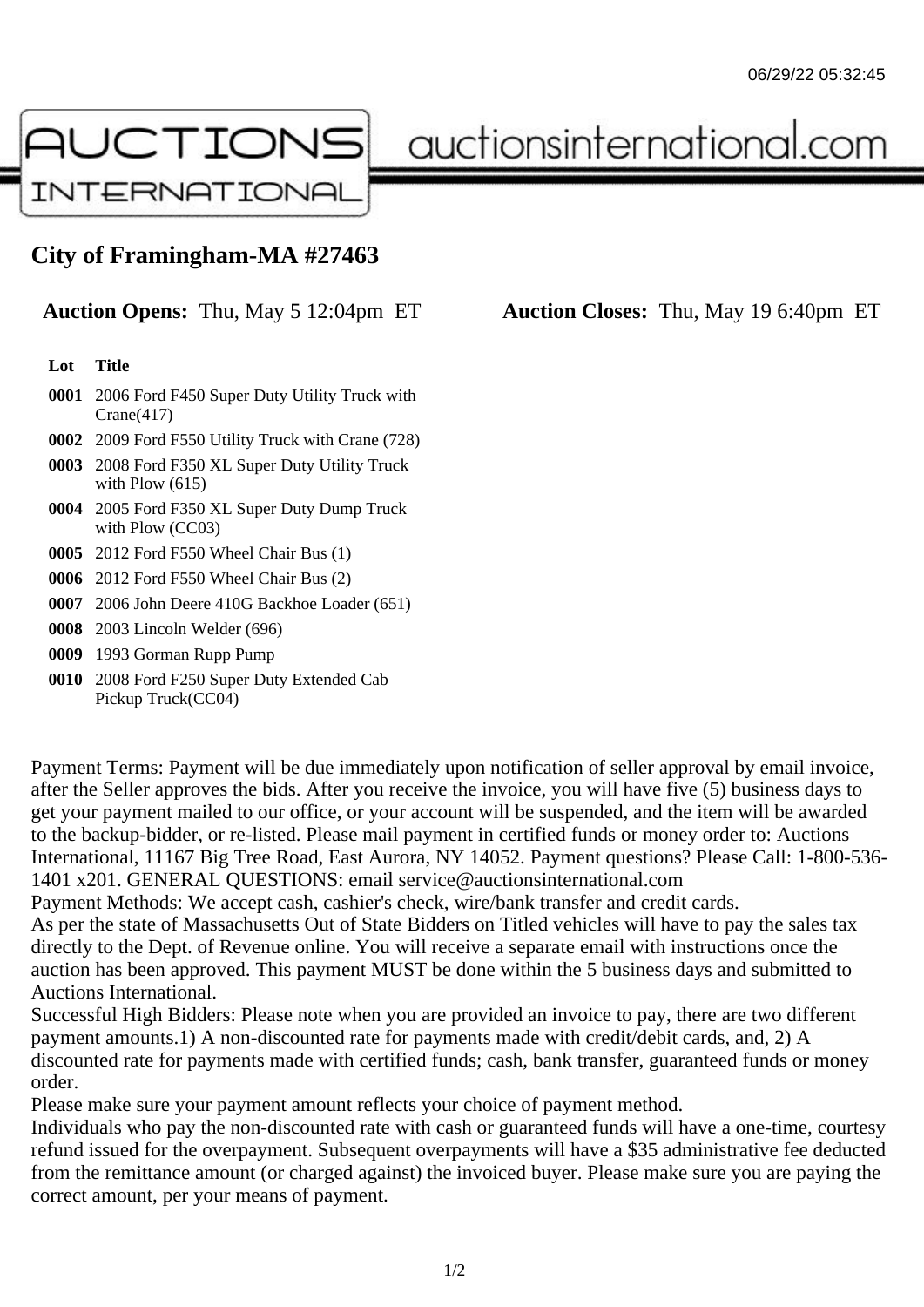06/29/22 05:32:45

AUCTIONS INTERNATIONAL auctionsinternational.com

# City of Framingham-MA #27463

**Auction Opens:** Thu, May 5 12:04pm ET **Auction Closes:** Thu, May 19 6:40pm ET

| Lot | Title |
|---|---|
| **0001** | 2006 Ford F450 Super Duty Utility Truck with Crane(417) |
| **0002** | 2009 Ford F550 Utility Truck with Crane (728) |
| **0003** | 2008 Ford F350 XL Super Duty Utility Truck with Plow (615) |
| **0004** | 2005 Ford F350 XL Super Duty Dump Truck with Plow (CC03) |
| **0005** | 2012 Ford F550 Wheel Chair Bus (1) |
| **0006** | 2012 Ford F550 Wheel Chair Bus (2) |
| **0007** | 2006 John Deere 410G Backhoe Loader (651) |
| **0008** | 2003 Lincoln Welder (696) |
| **0009** | 1993 Gorman Rupp Pump |
| **0010** | 2008 Ford F250 Super Duty Extended Cab Pickup Truck(CC04) |

Payment Terms: Payment will be due immediately upon notification of seller approval by email invoice, after the Seller approves the bids. After you receive the invoice, you will have five (5) business days to get your payment mailed to our office, or your account will be suspended, and the item will be awarded to the backup-bidder, or re-listed. Please mail payment in certified funds or money order to: Auctions International, 11167 Big Tree Road, East Aurora, NY 14052. Payment questions? Please Call: 1-800-536-1401 x201. GENERAL QUESTIONS: email service@auctionsinternational.com
Payment Methods: We accept cash, cashier's check, wire/bank transfer and credit cards.
As per the state of Massachusetts Out of State Bidders on Titled vehicles will have to pay the sales tax directly to the Dept. of Revenue online. You will receive a separate email with instructions once the auction has been approved. This payment MUST be done within the 5 business days and submitted to Auctions International.
Successful High Bidders: Please note when you are provided an invoice to pay, there are two different payment amounts.1) A non-discounted rate for payments made with credit/debit cards, and, 2) A discounted rate for payments made with certified funds; cash, bank transfer, guaranteed funds or money order.
Please make sure your payment amount reflects your choice of payment method.
Individuals who pay the non-discounted rate with cash or guaranteed funds will have a one-time, courtesy refund issued for the overpayment. Subsequent overpayments will have a $35 administrative fee deducted from the remittance amount (or charged against) the invoiced buyer. Please make sure you are paying the correct amount, per your means of payment.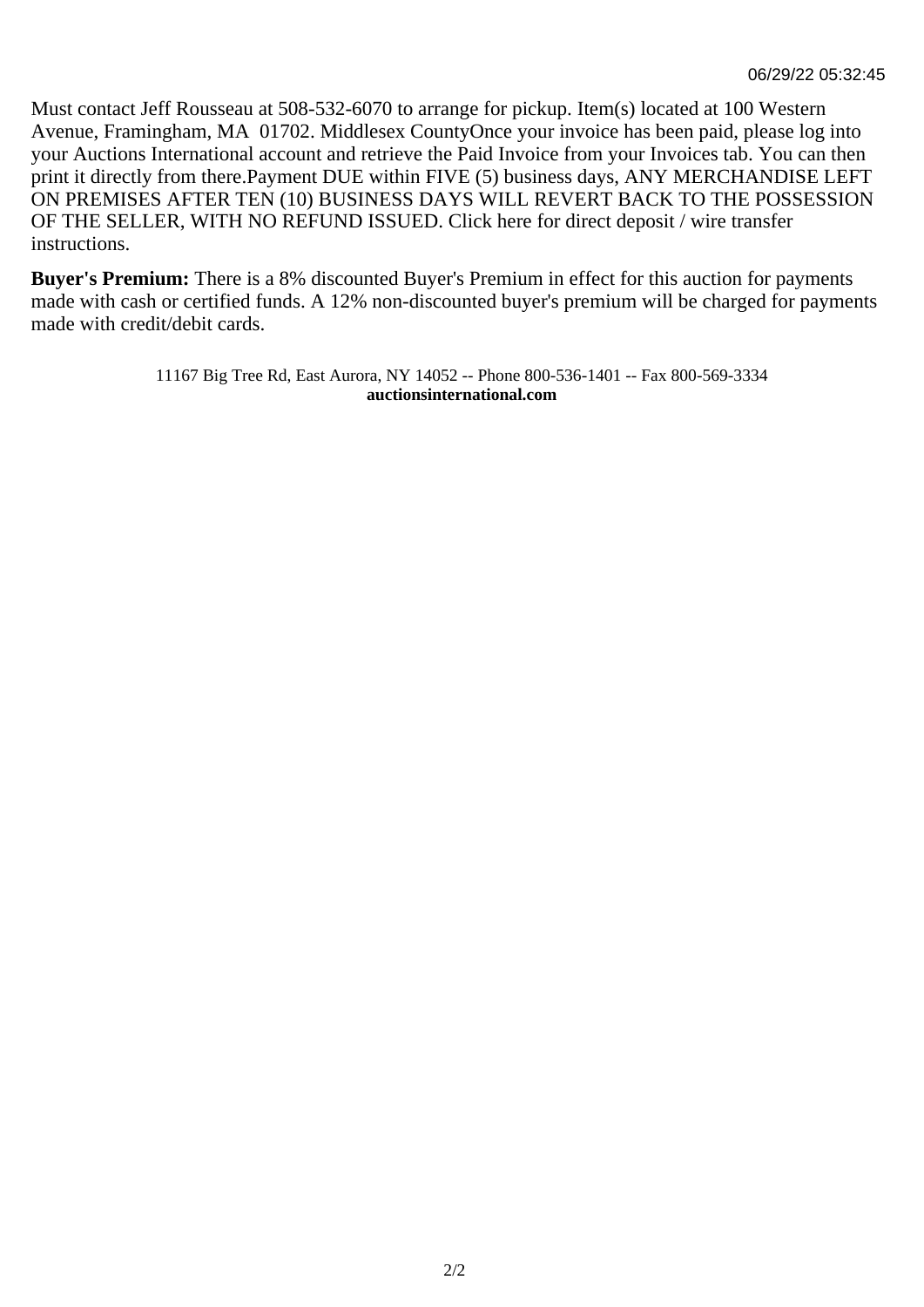Must contact Jeff Rousseau at 508-532-6070 to arrange for pickup. Item(s) located at 100 Western Avenue, Framingham, MA 01702. Middlesex CountyOnce your invoice has been paid, please log into your Auctions International account and retrieve the Paid Invoice from your Invoices tab. You can then print it directly from there.Payment DUE within FIVE (5) business days, ANY MERCHANDISE LEFT ON PREMISES AFTER TEN (10) BUSINESS DAYS WILL REVERT BACK TO THE POSSESSION OF THE SELLER, WITH NO REFUND ISSUED. Click here for direct deposit / wire transfer instructions.

**Buyer's Premium:** There is a 8% discounted Buyer's Premium in effect for this auction for payments made with cash or certified funds. A 12% non-discounted buyer's premium will be charged for payments made with credit/debit cards.

11167 Big Tree Rd, East Aurora, NY 14052 -- Phone 800-536-1401 -- Fax 800-569-3334
**auctionsinternational.com**